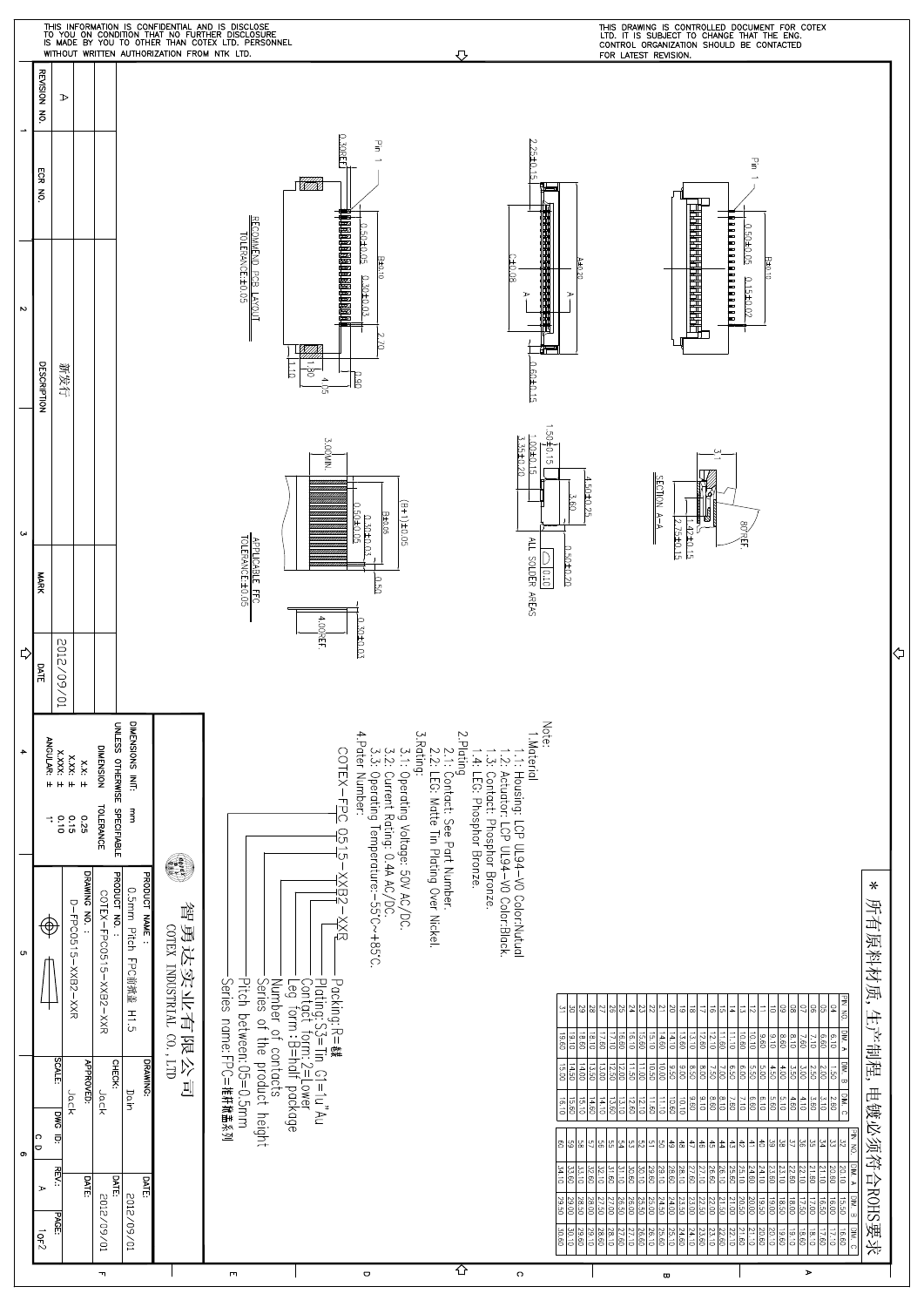THIS INFORMATION IS CONFIDENTIAL AND IS DISCLOSE TO YOU ON CONDITION THAT NO FURTHER DISCLOSURE IS MADE BY YOU TO OTHER THAN COTEX LTD. PERSONNEL WITHOUT WRITTEN AUTHORIZATION FROM NTK LTD.

THIS DRAWING IS CONTROLLED DOCUMENT FOR COTEX LTD. IT IS SUBJECT TO CHANGE THAT THE ENG. CONTROL ORGANIZATION SHOULD BE CONTACTED FOR LATEST REVISION.

| REVISION NO. | ECR NO. | DESCRIPTION | MARK | DATE |
|---|---|---|---|---|
| A | | 新发行 | | 2012/09/01 |

＊所有原料材质,生产制程,电镀必须符合ROHS要求

| PIN NO. | DIM. A | DIM. B | DIM. C | PIN NO. | DIM. A | DIM. B | DIM. C |
|---|---|---|---|---|---|---|---|
| 04 | 6.10 | 1.50 | 2.60 | 32 | 20.10 | 15.50 | 16.60 |
| 05 | 6.60 | 2.00 | 3.10 | 33 | 20.60 | 16.00 | 17.10 |
| 06 | 7.10 | 2.50 | 3.60 | 34 | 21.10 | 16.50 | 17.60 |
| 07 | 7.60 | 3.00 | 4.10 | 35 | 21.60 | 17.00 | 18.10 |
| 08 | 8.10 | 3.50 | 4.60 | 36 | 22.10 | 17.50 | 18.60 |
| 09 | 8.60 | 4.00 | 5.10 | 38 | 23.10 | 18.50 | 19.60 |
| 10 | 9.10 | 4.50 | 5.60 | 39 | 23.60 | 19.00 | 20.10 |
| 11 | 9.60 | 5.00 | 6.10 | 40 | 24.10 | 19.50 | 20.60 |
| 12 | 10.10 | 5.50 | 6.60 | 41 | 24.60 | 20.00 | 21.10 |
| 13 | 10.60 | 6.00 | 7.10 | 42 | 25.10 | 20.50 | 21.60 |
| 14 | 11.10 | 6.50 | 7.60 | 43 | 25.60 | 21.00 | 22.10 |
| 15 | 11.60 | 7.00 | 8.10 | 44 | 26.10 | 21.50 | 22.60 |
| 16 | 12.10 | 7.50 | 8.60 | 45 | 26.60 | 22.00 | 23.10 |
| 17 | 12.60 | 8.00 | 9.10 | 46 | 27.10 | 22.50 | 23.60 |
| 18 | 13.10 | 8.50 | 9.60 | 47 | 27.60 | 23.00 | 24.10 |
| 19 | 13.60 | 9.00 | 10.10 | 48 | 28.10 | 23.50 | 24.60 |
| 20 | 14.10 | 9.50 | 10.60 | 49 | 28.60 | 24.00 | 25.10 |
| 21 | 14.60 | 10.00 | 11.10 | 50 | 29.10 | 24.50 | 25.60 |
| 22 | 15.10 | 10.50 | 11.60 | 51 | 29.60 | 25.00 | 26.10 |
| 23 | 15.60 | 11.00 | 12.10 | 52 | 30.10 | 25.50 | 26.60 |
| 24 | 16.10 | 11.50 | 12.60 | 54 | 31.10 | 26.50 | 27.60 |
| 25 | 16.60 | 12.00 | 13.10 | 55 | 31.60 | 27.00 | 28.10 |
| 26 | 17.10 | 12.50 | 13.60 | 56 | 32.10 | 27.50 | 28.60 |
| 27 | 17.60 | 13.00 | 14.10 | 57 | 32.60 | 28.00 | 29.10 |
| 28 | 18.10 | 13.50 | 14.60 | 58 | 33.10 | 28.50 | 29.60 |
| 29 | 18.60 | 14.00 | 15.10 | 59 | 33.60 | 29.00 | 30.10 |
| 30 | 19.10 | 14.50 | 15.60 | 60 | 34.10 | 29.50 | 30.60 |
| 31 | 19.60 | 15.00 | 16.10 | | | | |

Pin 1, 0.50±0.05, 0.15±0.02, B±0.10, 2.25±0.15, A±0.20, C±0.08, 0.60±0.15, 0.30REF, 0.50±0.05, 0.30±0.03, 2.70, 1.10, 1.80, 4.05, 0.90

RECOMMEND PCB LAYOUT
TOLERANCE:±0.05

3.1, 80°REF., SECTION A-A, 1.42±0.15, 2.75±0.15

1.50±0.15, 1.00±0.15, 3.35±0.20, 4.50±0.25, 3.60, 0.50±0.20, 0.10 ALL SOLDER AREAS

3.00MIN., (B+1)±0.05, B±0.05, 0.30±0.03, 0.50±0.05, 0.50, 4.00REF., 0.30±0.03

APPLICABLE FFC
TOLERANCE:±0.05

Note:

1. Material
   - 1.1: Housing: LCP UL94-V0 Color:Nutual
   - 1.2: Actuator: LCP UL94-V0 Color:Black.
   - 1.3: Contact: Phosphor Bronze.
   - 1.4: LEG: Phosphor Bronze.
2. Plating
   - 2.1: Contact: See Part Number.
   - 2.2: LEG: Matte Tin Plating Over Nickel.
3. Rating:
   - 3.1: Operating Voltage: 50V AC/DC.
   - 3.2: Current Rating: 0.4A AC/DC.
   - 3.3: Operating Temperature:-55°C~+85°C.
4. Pater Number:

COTEX-FPC 05 15-XXB2-XXR

- Packing: R=卷装
- Plating: S3=Tin, G1=1u"Au
- Contact form: 2=Lower
- Leg form: B=half package
- Number of contacts
- Series of the product height
- Pitch between: 05=0.5mm
- Series name: FPC=排线插座系列

DIMENSIONS INIT: mm
UNLESS OTHERWISE SPECIFIABLE

| DIMENSION | TOLERANCE |
|---|---|
| X.X: ± | 0.25 |
| X.XX: ± | 0.15 |
| X.XXX: ± | 0.10 |
| ANGULAR: ± | 1° |

智勇达实业有限公司
COTEX INDUSTRIAL CO., LTD

| PRODUCT NAME: | DRAWING: | DATE: |
|---|---|---|
| 0.5mm Pitch FPC前插下接 H1.5 | Dain | 2012/09/01 |
| PRODUCT NO.: COTEX-FPC0515-XXB2-XXR | CHECK: Jack | DATE: 2012/09/01 |
| DRAWING NO.: D-FPC0515-XXB2-XXR | APPROVED: Jack | DATE: |
| SCALE: | DWG ID: C D | REV.: A | PAGE: 1of2 |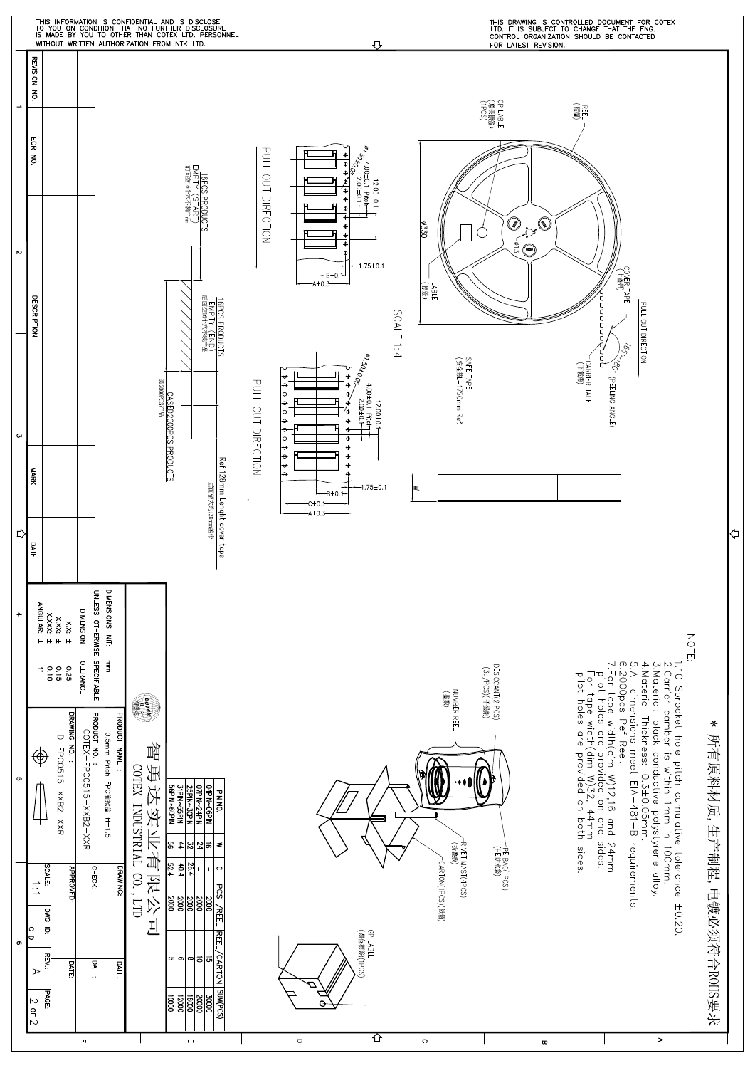THIS INFORMATION IS CONFIDENTIAL AND IS DISCLOSE TO YOU ON CONDITION THAT NO FURTHER DISCLOSURE IS MADE BY YOU TO OTHER THAN COTEX LTD. PERSONNEL WITHOUT WRITTEN AUTHORIZATION FROM NTK LTD.

THIS DRAWING IS CONTROLLED DOCUMENT FOR COTEX LTD. IT IS SUBJECT TO CHANGE THAT THE ENG. CONTROL ORGANIZATION SHOULD BE CONTACTED FOR LATEST REVISION.

\* 所有原料材质,生产制程,电镀必须符合ROHS要求

NOTE:

1. 10 Sprocket hole pitch cumulative tolerance ±0.20.
2. Carrier camber is within 1mm in 100mm.
3. Material: black conductive polystyrene alloy.
4. Material Thickness: 0.3±0.05mm.
5. All dimensions meet EIA-481-B requirements.
6. 2000pcs Pef Reel.
7. For tape width(dim W)12,16 and 24mm pilot holes are provided on one sides. For tape width(dim W)32, 44mm pilot holes are provided on both sides.

REEL (胶盘)

GP LABLE (胶盘标签) (1PCS)

COVER TAPE (上盖带)

PULL OUT DIRECTION

165°~180° (PEELING ANGLE)

CARRIER TAPE (下载带)

Ø330

Ø13

LABLE (标签)

SAFE TAPE (安全带L=750mm Ref)

SCALE 1:4

12.00±0.1

4.00±0.1 Pitch

2.00±0.1

Ø1.50+0.05

1.75±0.1

B±0.1

C±0.1

A±0.3

W

PULL OUT DIRECTION

16PCS PRODUCTS EMPTY (START) 前面空16个穴不装产品

16PCS PRODUCTS EMPTY (END) 后面空16个穴不装产品

CASED2000PCS PRODUCTS 装2000PCS产品

Ref 128mm Lenght cover tape 后面留大约128mm盖带

DESICCANT(2 PCS) (3g/PCS)(干燥剂)

NUMBER REEL (胶盘)

PE BAG(1PCS) (PE胶袋)

RIVET MAST(4PCS) (铆钉)

CARTON(1PCS)(纸箱)

GP LABLE (纸箱标签)(1PCS)

| PIN NO. | W | C | PCS /REEL | REEL/CARTON | SUM(PCS) |
|---|---|---|---|---|---|
| 04PIN-06PIN | 16 | - | 2000 | 15 | 30000 |
| 07PIN-24PIN | 24 | | 2000 | 10 | 20000 |
| 25PIN-30PIN | 32 | 28.4 | 2000 | 8 | 16000 |
| 31PIN-55PIN | 44 | 40.4 | 2000 | 6 | 12000 |
| 56PIN-60PIN | 56 | 52.4 | 2000 | 5 | 10000 |

智易达实业有限公司
COTEX INDUSTRIAL CO., LTD

PRODUCT NAME: 0.5mm Pitch FPC卧贴式 H=1.5

PRODUCT NO.: COTEX-FPC0515-XXB2-XXR

DRAWING NO.: D-FPC0515-XXB2-XXR

DRAWING: | DATE:
CHECK: | DATE:
APPROVED: | DATE:

SCALE: 1:1 | DWG ID: C D | REV.: A | PAGE: 2 OF 2

DIMENSIONS INIT: mm
UNLESS OTHERWISE SPECIFIABLE

| DIMENSION | TOLERANCE |
|---|---|
| X.X: | ± 0.25 |
| X.XX: | ± 0.15 |
| X.XXX: | ± 0.10 |
| ANGULAR: | ± 1° |

| REVISION NO. | ECR NO. | DESCRIPTION | MARK | DATE |
|---|---|---|---|---|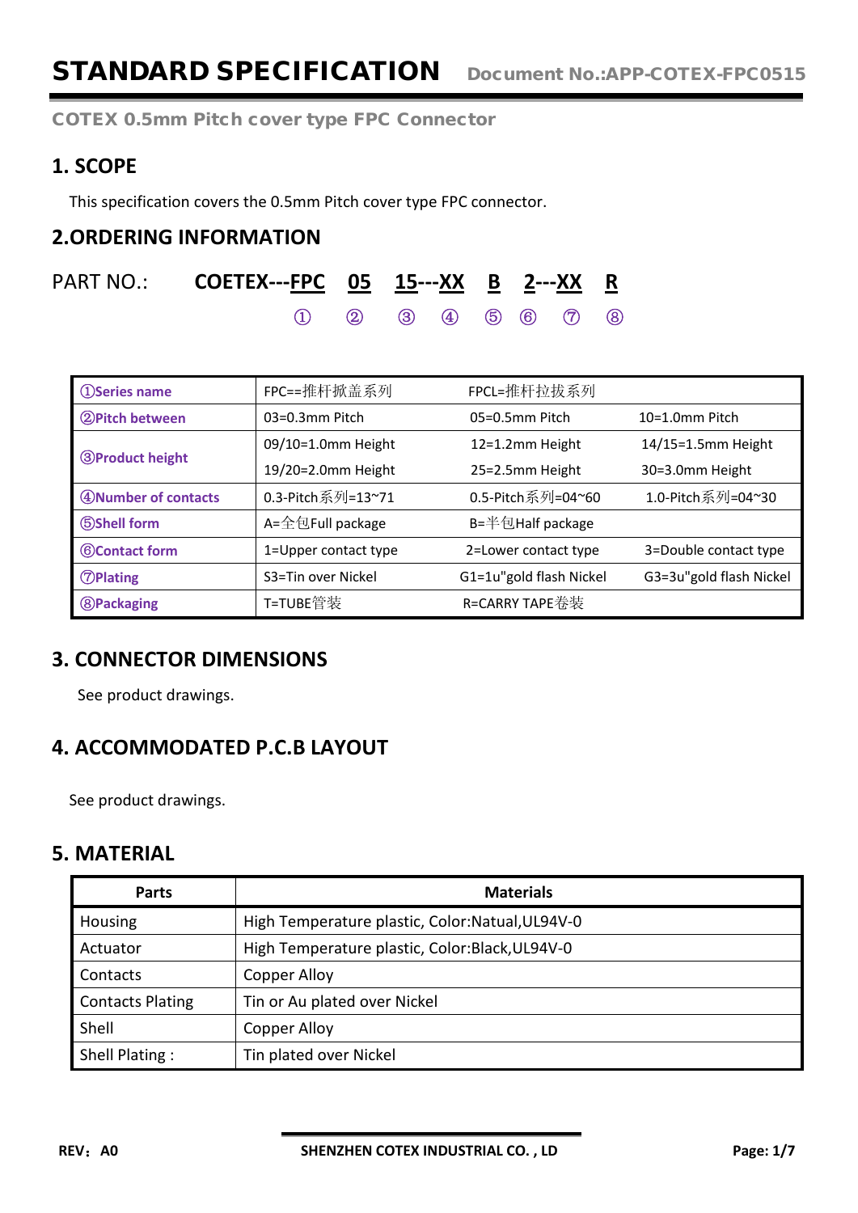# STANDARD SPECIFICATION

Document No.:APP-COTEX-FPC0515

COTEX 0.5mm Pitch cover type FPC Connector

## 1. SCOPE

This specification covers the 0.5mm Pitch cover type FPC connector.

## 2.ORDERING INFORMATION

PART NO.: **COETEX---FPC 05 15---XX B 2---XX R**

① ② ③ ④ ⑤ ⑥ ⑦ ⑧

| | | | |
|---|---|---|---|
| ①Series name | FPC==推杆掀盖系列 | FPCL=推杆拉拔系列 | |
| ②Pitch between | 03=0.3mm Pitch | 05=0.5mm Pitch | 10=1.0mm Pitch |
| ③Product height | 09/10=1.0mm Height | 12=1.2mm Height | 14/15=1.5mm Height |
| | 19/20=2.0mm Height | 25=2.5mm Height | 30=3.0mm Height |
| ④Number of contacts | 0.3-Pitch系列=13~71 | 0.5-Pitch系列=04~60 | 1.0-Pitch系列=04~30 |
| ⑤Shell form | A=全包Full package | B=半包Half package | |
| ⑥Contact form | 1=Upper contact type | 2=Lower contact type | 3=Double contact type |
| ⑦Plating | S3=Tin over Nickel | G1=1u"gold flash Nickel | G3=3u"gold flash Nickel |
| ⑧Packaging | T=TUBE管装 | R=CARRY TAPE卷装 | |

## 3. CONNECTOR DIMENSIONS

See product drawings.

## 4. ACCOMMODATED P.C.B LAYOUT

See product drawings.

## 5. MATERIAL

| Parts | Materials |
|---|---|
| Housing | High Temperature plastic, Color:Natual,UL94V-0 |
| Actuator | High Temperature plastic, Color:Black,UL94V-0 |
| Contacts | Copper Alloy |
| Contacts Plating | Tin or Au plated over Nickel |
| Shell | Copper Alloy |
| Shell Plating : | Tin plated over Nickel |

REV：A0 SHENZHEN COTEX INDUSTRIAL CO. , LD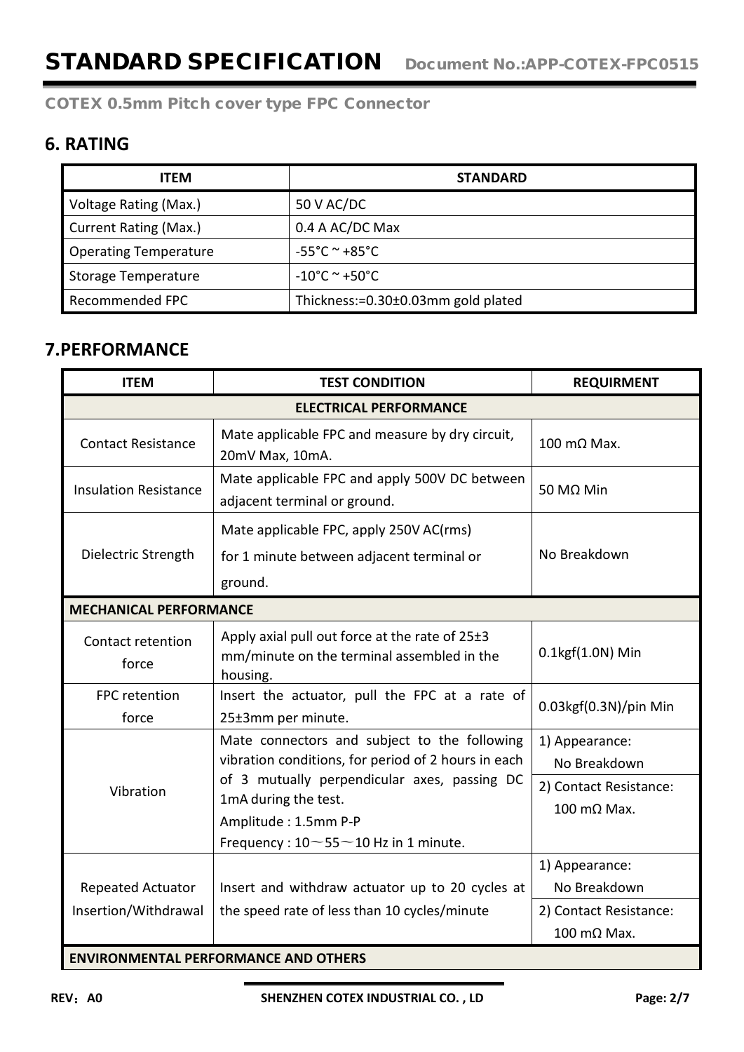## 6. RATING

| ITEM | STANDARD |
|---|---|
| Voltage Rating (Max.) | 50 V AC/DC |
| Current Rating (Max.) | 0.4 A AC/DC Max |
| Operating Temperature | -55°C ~ +85°C |
| Storage Temperature | -10°C ~ +50°C |
| Recommended FPC | Thickness:=0.30±0.03mm gold plated |

## 7.PERFORMANCE

| ITEM | TEST CONDITION | REQUIRMENT |
|---|---|---|
| **ELECTRICAL PERFORMANCE** | | |
| Contact Resistance | Mate applicable FPC and measure by dry circuit, 20mV Max, 10mA. | 100 mΩ Max. |
| Insulation Resistance | Mate applicable FPC and apply 500V DC between adjacent terminal or ground. | 50 MΩ Min |
| Dielectric Strength | Mate applicable FPC, apply 250V AC(rms) for 1 minute between adjacent terminal or ground. | No Breakdown |
| **MECHANICAL PERFORMANCE** | | |
| Contact retention force | Apply axial pull out force at the rate of 25±3 mm/minute on the terminal assembled in the housing. | 0.1kgf(1.0N) Min |
| FPC retention force | Insert the actuator, pull the FPC at a rate of 25±3mm per minute. | 0.03kgf(0.3N)/pin Min |
| Vibration | Mate connectors and subject to the following vibration conditions, for period of 2 hours in each of 3 mutually perpendicular axes, passing DC 1mA during the test.<br>Amplitude : 1.5mm P-P<br>Frequency : 10～55～10 Hz in 1 minute. | 1) Appearance: No Breakdown<br>2) Contact Resistance: 100 mΩ Max. |
| Repeated Actuator Insertion/Withdrawal | Insert and withdraw actuator up to 20 cycles at the speed rate of less than 10 cycles/minute | 1) Appearance: No Breakdown<br>2) Contact Resistance: 100 mΩ Max. |
| **ENVIRONMENTAL PERFORMANCE AND OTHERS** | | |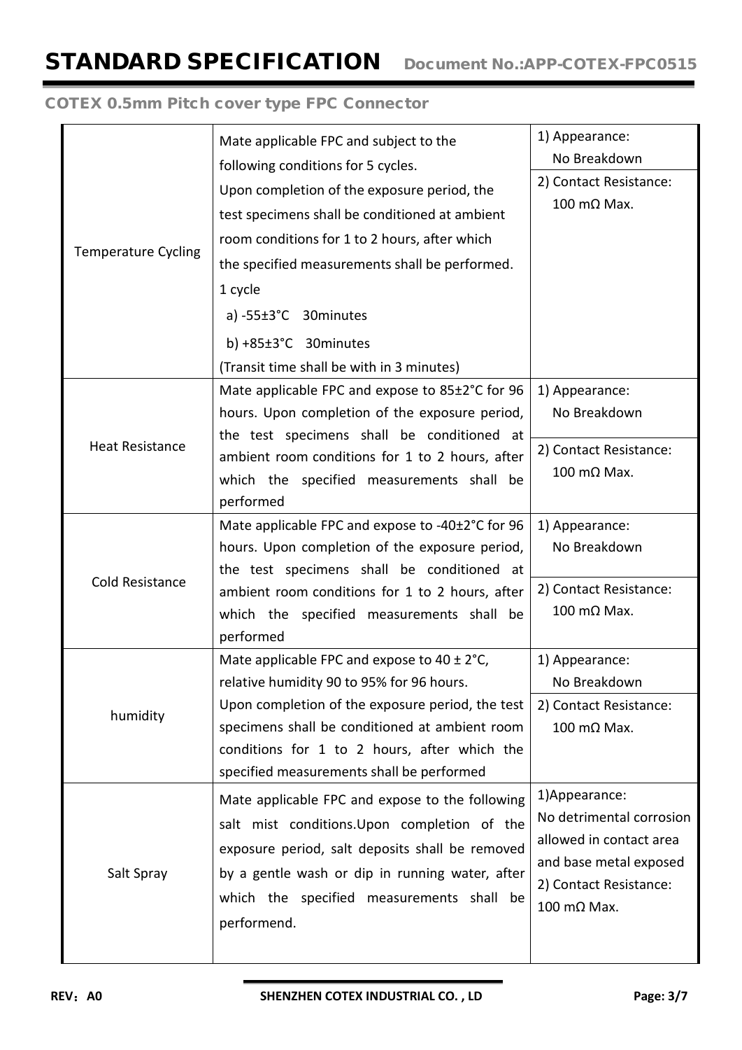COTEX 0.5mm Pitch cover type FPC Connector

| | | |
|---|---|---|
| Temperature Cycling | Mate applicable FPC and subject to the following conditions for 5 cycles.<br>Upon completion of the exposure period, the test specimens shall be conditioned at ambient room conditions for 1 to 2 hours, after which the specified measurements shall be performed.<br>1 cycle<br>a) -55±3°C 30minutes<br>b) +85±3°C 30minutes<br>(Transit time shall be with in 3 minutes) | 1) Appearance:<br>No Breakdown<br>2) Contact Resistance:<br>100 mΩ Max. |
| Heat Resistance | Mate applicable FPC and expose to 85±2°C for 96 hours. Upon completion of the exposure period, the test specimens shall be conditioned at ambient room conditions for 1 to 2 hours, after which the specified measurements shall be performed | 1) Appearance:<br>No Breakdown<br>2) Contact Resistance:<br>100 mΩ Max. |
| Cold Resistance | Mate applicable FPC and expose to -40±2°C for 96 hours. Upon completion of the exposure period, the test specimens shall be conditioned at ambient room conditions for 1 to 2 hours, after which the specified measurements shall be performed | 1) Appearance:<br>No Breakdown<br>2) Contact Resistance:<br>100 mΩ Max. |
| humidity | Mate applicable FPC and expose to 40 ± 2°C, relative humidity 90 to 95% for 96 hours.<br>Upon completion of the exposure period, the test specimens shall be conditioned at ambient room conditions for 1 to 2 hours, after which the specified measurements shall be performed | 1) Appearance:<br>No Breakdown<br>2) Contact Resistance:<br>100 mΩ Max. |
| Salt Spray | Mate applicable FPC and expose to the following salt mist conditions.Upon completion of the exposure period, salt deposits shall be removed by a gentle wash or dip in running water, after which the specified measurements shall be performend. | 1)Appearance:<br>No detrimental corrosion allowed in contact area and base metal exposed<br>2) Contact Resistance:<br>100 mΩ Max. |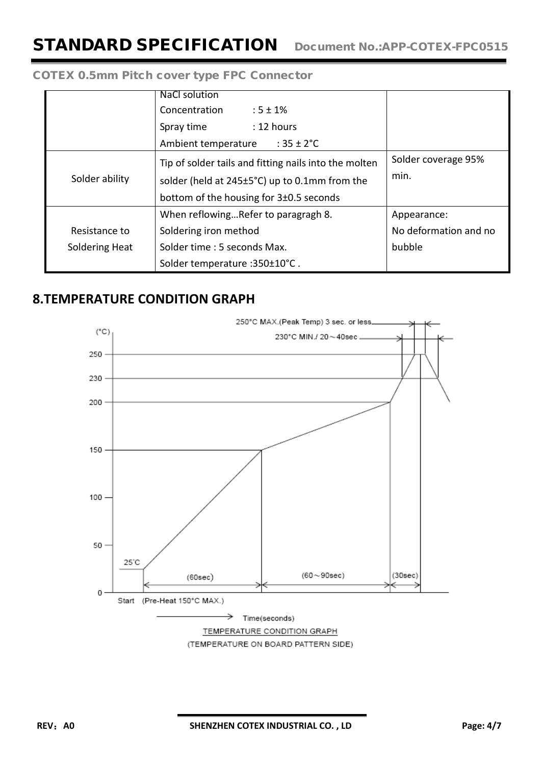| | NaCl solution<br>Concentration : 5 ± 1%<br>Spray time : 12 hours<br>Ambient temperature : 35 ± 2°C | |
|---|---|---|
| Solder ability | Tip of solder tails and fitting nails into the molten solder (held at 245±5°C) up to 0.1mm from the bottom of the housing for 3±0.5 seconds | Solder coverage 95% min. |
| Resistance to Soldering Heat | When reflowing…Refer to paragragh 8.<br>Soldering iron method<br>Solder time : 5 seconds Max.<br>Solder temperature :350±10°C . | Appearance:<br>No deformation and no bubble |

## 8.TEMPERATURE CONDITION GRAPH

250°C MAX.(Peak Temp) 3 sec. or less

230°C MIN./ 20～40sec

(°C)

250

230

200

150

100

50

25°C

0

(60sec) (60～90sec) (30sec)

Start (Pre-Heat 150°C MAX.)

Time(seconds)

TEMPERATURE CONDITION GRAPH

(TEMPERATURE ON BOARD PATTERN SIDE)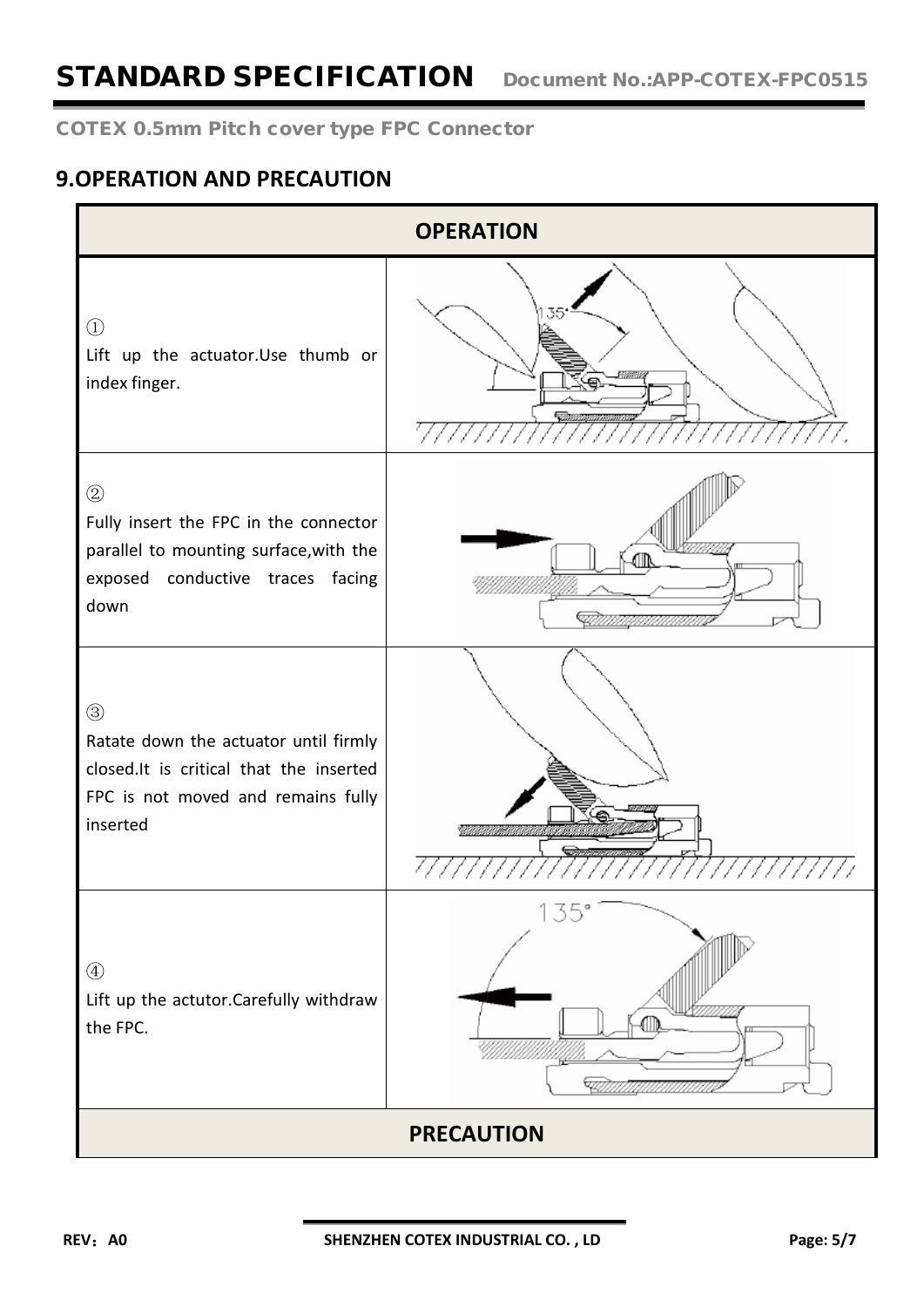## 9.OPERATION AND PRECAUTION

| OPERATION | |
|---|---|
| ① Lift up the actuator.Use thumb or index finger. | |
| ② Fully insert the FPC in the connector parallel to mounting surface,with the exposed conductive traces facing down | |
| ③ Ratate down the actuator until firmly closed.It is critical that the inserted FPC is not moved and remains fully inserted | |
| ④ Lift up the actutor.Carefully withdraw the FPC. | |
| **PRECAUTION** | |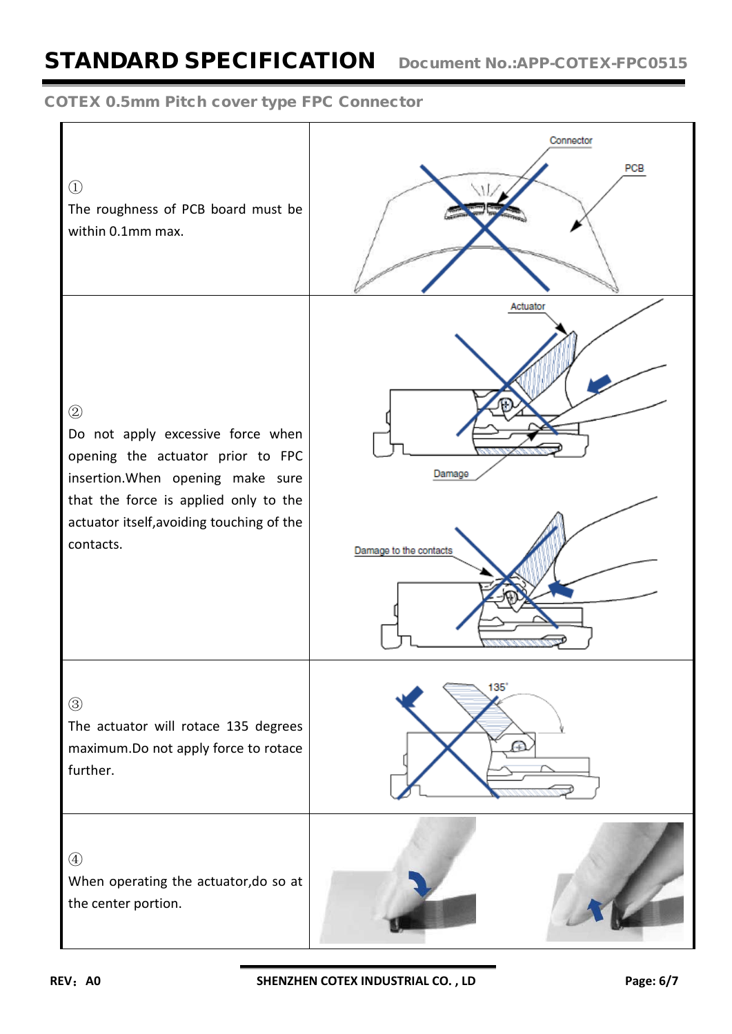# STANDARD SPECIFICATION

Document No.:APP-COTEX-FPC0515

## COTEX 0.5mm Pitch cover type FPC Connector

| | |
|---|---|
| ① The roughness of PCB board must be within 0.1mm max. | Connector, PCB |
| ② Do not apply excessive force when opening the actuator prior to FPC insertion.When opening make sure that the force is applied only to the actuator itself,avoiding touching of the contacts. | Actuator, Damage, Damage to the contacts |
| ③ The actuator will rotace 135 degrees maximum.Do not apply force to rotace further. | 135° |
| ④ When operating the actuator,do so at the center portion. | |

REV：A0 SHENZHEN COTEX INDUSTRIAL CO. , LD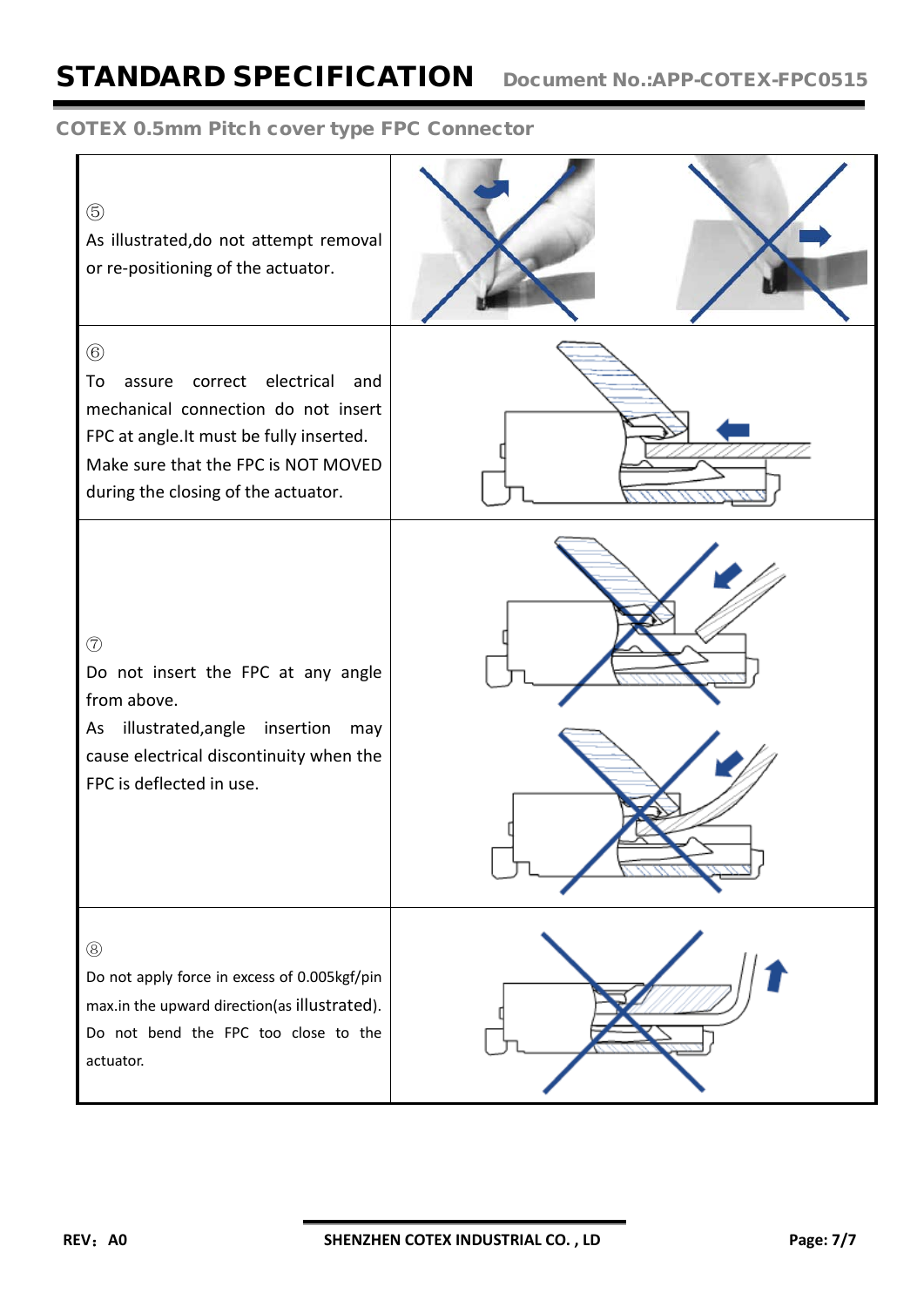## COTEX 0.5mm Pitch cover type FPC Connector

⑤
As illustrated,do not attempt removal or re-positioning of the actuator.

⑥
To assure correct electrical and mechanical connection do not insert FPC at angle.It must be fully inserted. Make sure that the FPC is NOT MOVED during the closing of the actuator.

⑦
Do not insert the FPC at any angle from above.
As illustrated,angle insertion may cause electrical discontinuity when the FPC is deflected in use.

⑧
Do not apply force in excess of 0.005kgf/pin max.in the upward direction(as illustrated). Do not bend the FPC too close to the actuator.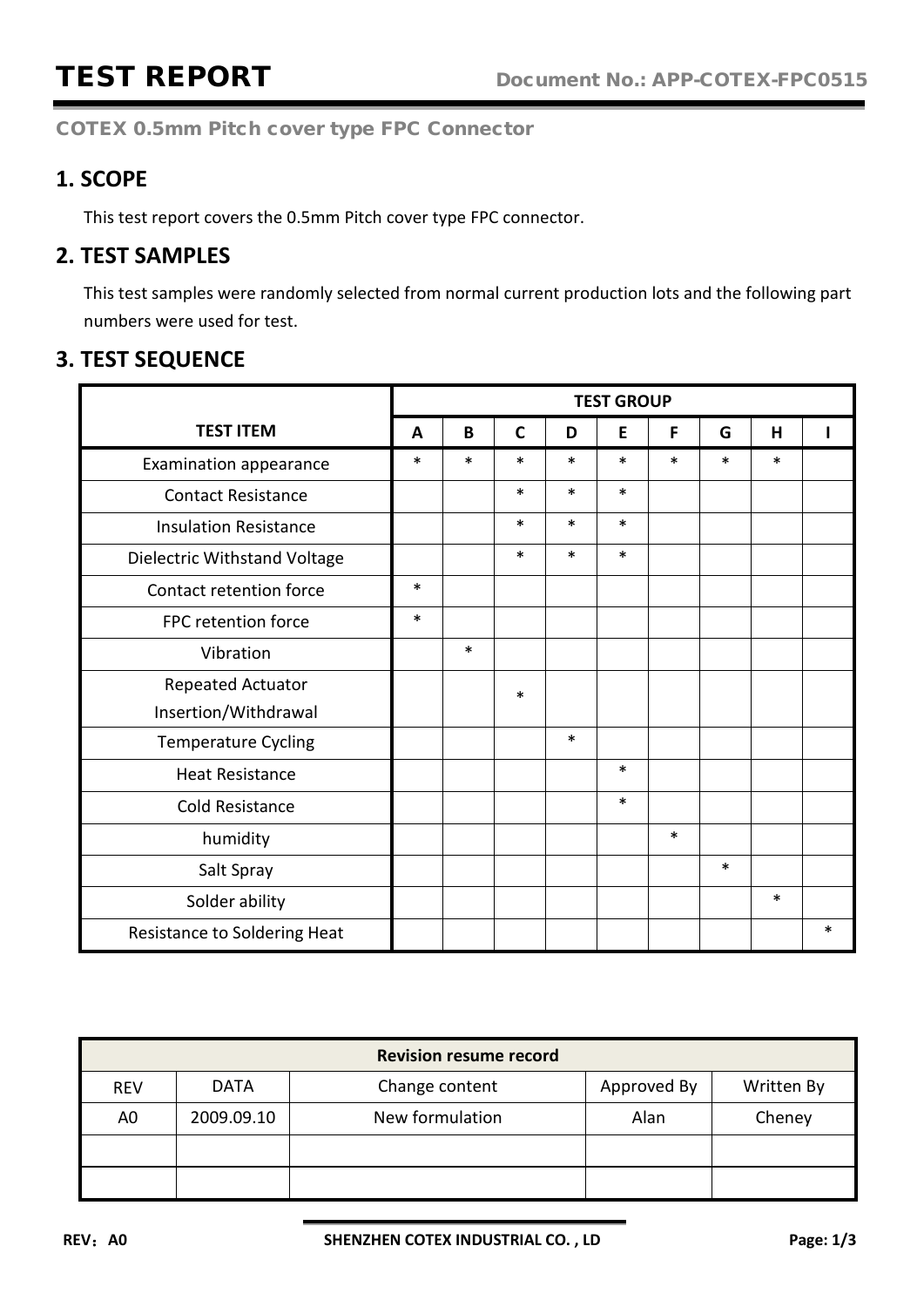# TEST REPORT

Document No.: APP-COTEX-FPC0515

COTEX 0.5mm Pitch cover type FPC Connector

## 1. SCOPE

This test report covers the 0.5mm Pitch cover type FPC connector.

## 2. TEST SAMPLES

This test samples were randomly selected from normal current production lots and the following part numbers were used for test.

## 3. TEST SEQUENCE

| TEST ITEM | TEST GROUP | | | | | | | | |
|---|---|---|---|---|---|---|---|---|---|
| | A | B | C | D | E | F | G | H | I |
| Examination appearance | * | * | * | * | * | * | * | * | |
| Contact Resistance | | | * | * | * | | | | |
| Insulation Resistance | | | * | * | * | | | | |
| Dielectric Withstand Voltage | | | * | * | * | | | | |
| Contact retention force | * | | | | | | | | |
| FPC retention force | * | | | | | | | | |
| Vibration | | * | | | | | | | |
| Repeated Actuator Insertion/Withdrawal | | | * | | | | | | |
| Temperature Cycling | | | | * | | | | | |
| Heat Resistance | | | | | * | | | | |
| Cold Resistance | | | | | * | | | | |
| humidity | | | | | | * | | | |
| Salt Spray | | | | | | | * | | |
| Solder ability | | | | | | | | * | |
| Resistance to Soldering Heat | | | | | | | | | * |

| Revision resume record | | | | |
|---|---|---|---|---|
| REV | DATA | Change content | Approved By | Written By |
| A0 | 2009.09.10 | New formulation | Alan | Cheney |
| | | | | |
| | | | | |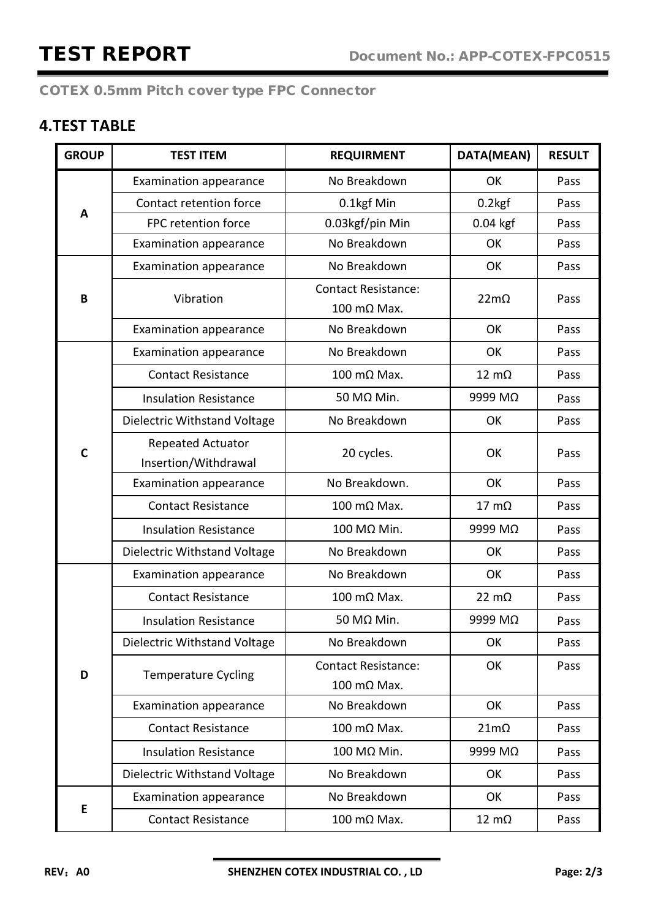## 4.TEST TABLE

| GROUP | TEST ITEM | REQUIRMENT | DATA(MEAN) | RESULT |
|---|---|---|---|---|
| A | Examination appearance | No Breakdown | OK | Pass |
| | Contact retention force | 0.1kgf Min | 0.2kgf | Pass |
| | FPC retention force | 0.03kgf/pin Min | 0.04 kgf | Pass |
| | Examination appearance | No Breakdown | OK | Pass |
| B | Examination appearance | No Breakdown | OK | Pass |
| | Vibration | Contact Resistance: 100 mΩ Max. | 22mΩ | Pass |
| | Examination appearance | No Breakdown | OK | Pass |
| C | Examination appearance | No Breakdown | OK | Pass |
| | Contact Resistance | 100 mΩ Max. | 12 mΩ | Pass |
| | Insulation Resistance | 50 MΩ Min. | 9999 MΩ | Pass |
| | Dielectric Withstand Voltage | No Breakdown | OK | Pass |
| | Repeated Actuator Insertion/Withdrawal | 20 cycles. | OK | Pass |
| | Examination appearance | No Breakdown. | OK | Pass |
| | Contact Resistance | 100 mΩ Max. | 17 mΩ | Pass |
| | Insulation Resistance | 100 MΩ Min. | 9999 MΩ | Pass |
| | Dielectric Withstand Voltage | No Breakdown | OK | Pass |
| D | Examination appearance | No Breakdown | OK | Pass |
| | Contact Resistance | 100 mΩ Max. | 22 mΩ | Pass |
| | Insulation Resistance | 50 MΩ Min. | 9999 MΩ | Pass |
| | Dielectric Withstand Voltage | No Breakdown | OK | Pass |
| | Temperature Cycling | Contact Resistance: 100 mΩ Max. | OK | Pass |
| | Examination appearance | No Breakdown | OK | Pass |
| | Contact Resistance | 100 mΩ Max. | 21mΩ | Pass |
| | Insulation Resistance | 100 MΩ Min. | 9999 MΩ | Pass |
| | Dielectric Withstand Voltage | No Breakdown | OK | Pass |
| E | Examination appearance | No Breakdown | OK | Pass |
| | Contact Resistance | 100 mΩ Max. | 12 mΩ | Pass |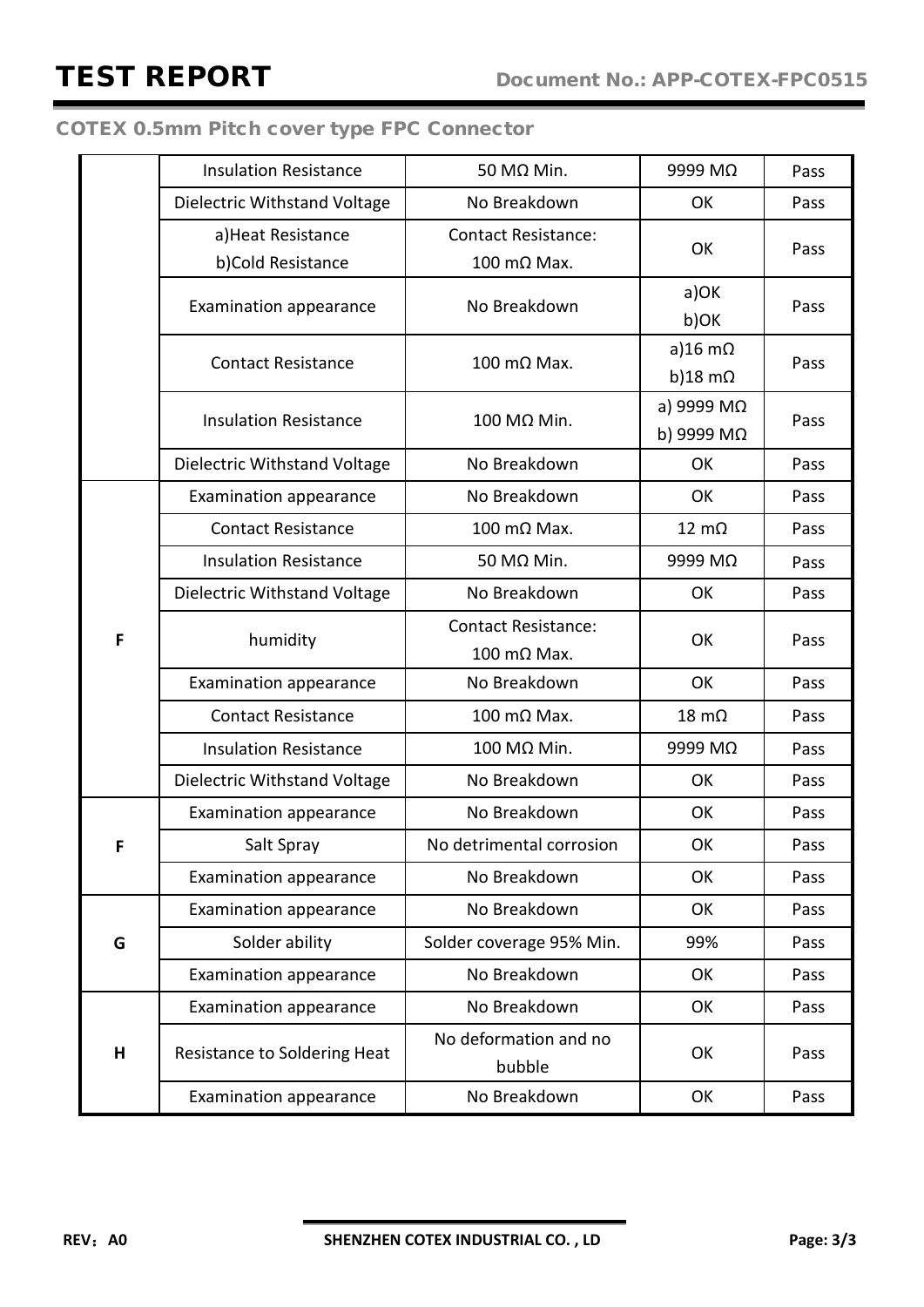# TEST REPORT

Document No.: APP-COTEX-FPC0515

## COTEX 0.5mm Pitch cover type FPC Connector

| | | | | |
|---|---|---|---|---|
| | Insulation Resistance | 50 MΩ Min. | 9999 MΩ | Pass |
| | Dielectric Withstand Voltage | No Breakdown | OK | Pass |
| | a)Heat Resistance<br>b)Cold Resistance | Contact Resistance:<br>100 mΩ Max. | OK | Pass |
| | Examination appearance | No Breakdown | a)OK<br>b)OK | Pass |
| | Contact Resistance | 100 mΩ Max. | a)16 mΩ<br>b)18 mΩ | Pass |
| | Insulation Resistance | 100 MΩ Min. | a) 9999 MΩ<br>b) 9999 MΩ | Pass |
| | Dielectric Withstand Voltage | No Breakdown | OK | Pass |
| F | Examination appearance | No Breakdown | OK | Pass |
| | Contact Resistance | 100 mΩ Max. | 12 mΩ | Pass |
| | Insulation Resistance | 50 MΩ Min. | 9999 MΩ | Pass |
| | Dielectric Withstand Voltage | No Breakdown | OK | Pass |
| | humidity | Contact Resistance:<br>100 mΩ Max. | OK | Pass |
| | Examination appearance | No Breakdown | OK | Pass |
| | Contact Resistance | 100 mΩ Max. | 18 mΩ | Pass |
| | Insulation Resistance | 100 MΩ Min. | 9999 MΩ | Pass |
| | Dielectric Withstand Voltage | No Breakdown | OK | Pass |
| F | Examination appearance | No Breakdown | OK | Pass |
| | Salt Spray | No detrimental corrosion | OK | Pass |
| | Examination appearance | No Breakdown | OK | Pass |
| G | Examination appearance | No Breakdown | OK | Pass |
| | Solder ability | Solder coverage 95% Min. | 99% | Pass |
| | Examination appearance | No Breakdown | OK | Pass |
| H | Examination appearance | No Breakdown | OK | Pass |
| | Resistance to Soldering Heat | No deformation and no bubble | OK | Pass |
| | Examination appearance | No Breakdown | OK | Pass |

REV：A0 SHENZHEN COTEX INDUSTRIAL CO. , LD